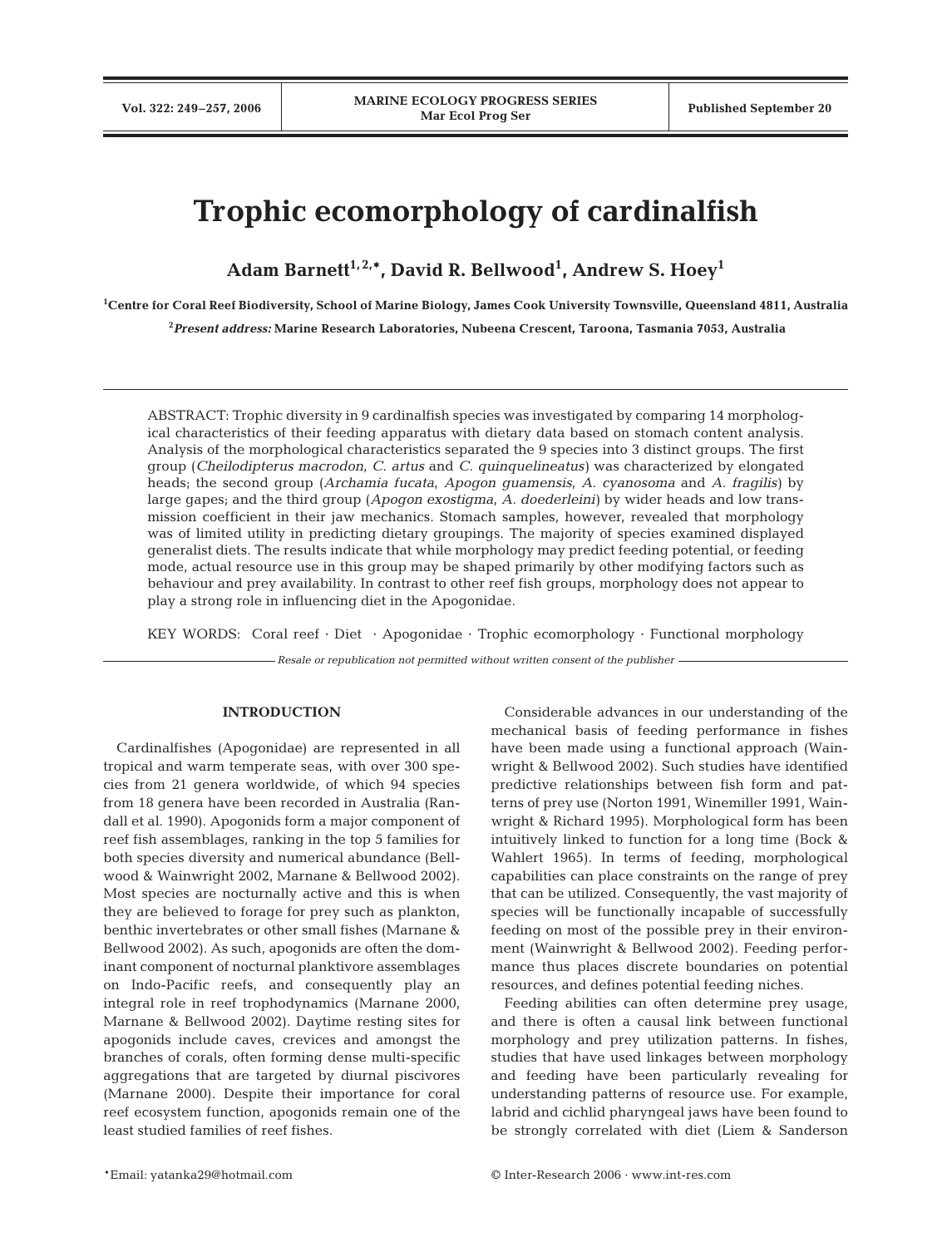# Trophic ecomorphology of cardinalfish

**Adam Barnett[1,2,*], David R. Bellwood[1], Andrew S. Hoey[1]**

[1]Centre for Coral Reef Biodiversity, School of Marine Biology, James Cook University Townsville, Queensland 4811, Australia

[2]*Present address:* Marine Research Laboratories, Nubeena Crescent, Taroona, Tasmania 7053, Australia

ABSTRACT: Trophic diversity in 9 cardinalfish species was investigated by comparing 14 morphological characteristics of their feeding apparatus with dietary data based on stomach content analysis. Analysis of the morphological characteristics separated the 9 species into 3 distinct groups. The first group (*Cheilodipterus macrodon*, *C. artus* and *C. quinquelineatus*) was characterized by elongated heads; the second group (*Archamia fucata*, *Apogon guamensis*, *A. cyanosoma* and *A. fragilis*) by large gapes; and the third group (*Apogon exostigma*, *A. doederleini*) by wider heads and low transmission coefficient in their jaw mechanics. Stomach samples, however, revealed that morphology was of limited utility in predicting dietary groupings. The majority of species examined displayed generalist diets. The results indicate that while morphology may predict feeding potential, or feeding mode, actual resource use in this group may be shaped primarily by other modifying factors such as behaviour and prey availability. In contrast to other reef fish groups, morphology does not appear to play a strong role in influencing diet in the Apogonidae.

KEY WORDS: Coral reef · Diet · Apogonidae · Trophic ecomorphology · Functional morphology

*Resale or republication not permitted without written consent of the publisher*

## INTRODUCTION

Cardinalfishes (Apogonidae) are represented in all tropical and warm temperate seas, with over 300 species from 21 genera worldwide, of which 94 species from 18 genera have been recorded in Australia (Randall et al. 1990). Apogonids form a major component of reef fish assemblages, ranking in the top 5 families for both species diversity and numerical abundance (Bellwood & Wainwright 2002, Marnane & Bellwood 2002). Most species are nocturnally active and this is when they are believed to forage for prey such as plankton, benthic invertebrates or other small fishes (Marnane & Bellwood 2002). As such, apogonids are often the dominant component of nocturnal planktivore assemblages on Indo-Pacific reefs, and consequently play an integral role in reef trophodynamics (Marnane 2000, Marnane & Bellwood 2002). Daytime resting sites for apogonids include caves, crevices and amongst the branches of corals, often forming dense multi-specific aggregations that are targeted by diurnal piscivores (Marnane 2000). Despite their importance for coral reef ecosystem function, apogonids remain one of the least studied families of reef fishes.

Considerable advances in our understanding of the mechanical basis of feeding performance in fishes have been made using a functional approach (Wainwright & Bellwood 2002). Such studies have identified predictive relationships between fish form and patterns of prey use (Norton 1991, Winemiller 1991, Wainwright & Richard 1995). Morphological form has been intuitively linked to function for a long time (Bock & Wahlert 1965). In terms of feeding, morphological capabilities can place constraints on the range of prey that can be utilized. Consequently, the vast majority of species will be functionally incapable of successfully feeding on most of the possible prey in their environment (Wainwright & Bellwood 2002). Feeding performance thus places discrete boundaries on potential resources, and defines potential feeding niches.

Feeding abilities can often determine prey usage, and there is often a causal link between functional morphology and prey utilization patterns. In fishes, studies that have used linkages between morphology and feeding have been particularly revealing for understanding patterns of resource use. For example, labrid and cichlid pharyngeal jaws have been found to be strongly correlated with diet (Liem & Sanderson

*Email: yatanka29@hotmail.com

© Inter-Research 2006 · www.int-res.com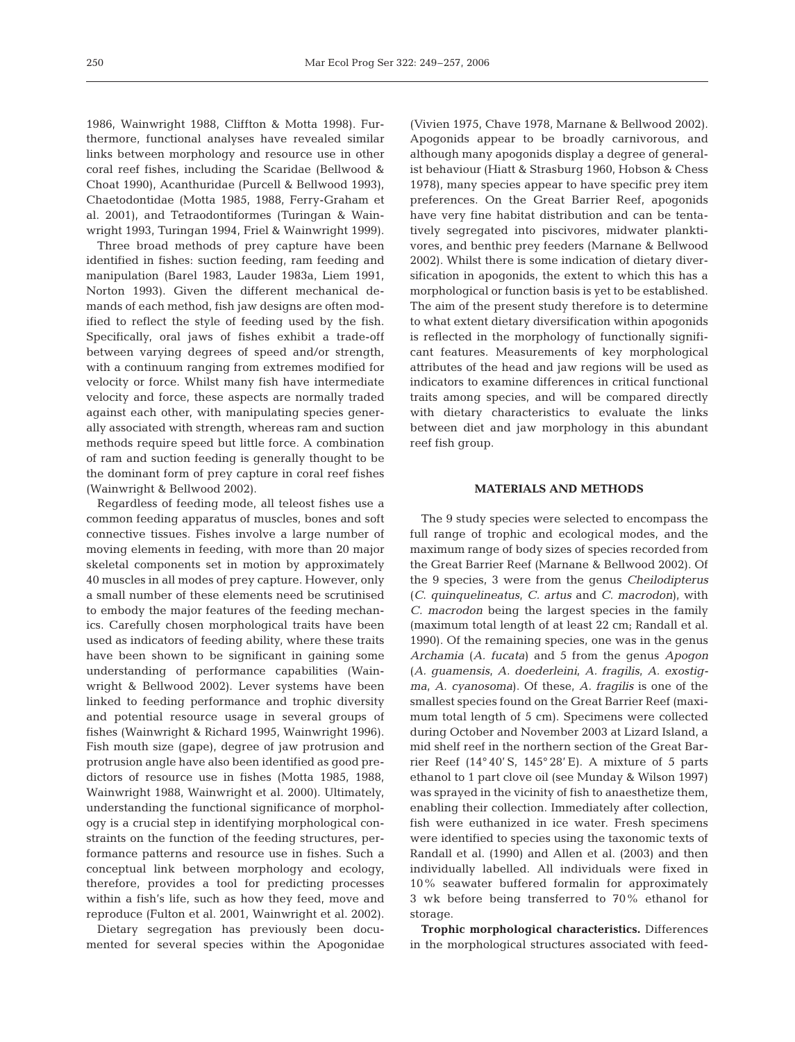1986, Wainwright 1988, Cliffton & Motta 1998). Furthermore, functional analyses have revealed similar links between morphology and resource use in other coral reef fishes, including the Scaridae (Bellwood & Choat 1990), Acanthuridae (Purcell & Bellwood 1993), Chaetodontidae (Motta 1985, 1988, Ferry-Graham et al. 2001), and Tetraodontiformes (Turingan & Wainwright 1993, Turingan 1994, Friel & Wainwright 1999).

Three broad methods of prey capture have been identified in fishes: suction feeding, ram feeding and manipulation (Barel 1983, Lauder 1983a, Liem 1991, Norton 1993). Given the different mechanical demands of each method, fish jaw designs are often modified to reflect the style of feeding used by the fish. Specifically, oral jaws of fishes exhibit a trade-off between varying degrees of speed and/or strength, with a continuum ranging from extremes modified for velocity or force. Whilst many fish have intermediate velocity and force, these aspects are normally traded against each other, with manipulating species generally associated with strength, whereas ram and suction methods require speed but little force. A combination of ram and suction feeding is generally thought to be the dominant form of prey capture in coral reef fishes (Wainwright & Bellwood 2002).

Regardless of feeding mode, all teleost fishes use a common feeding apparatus of muscles, bones and soft connective tissues. Fishes involve a large number of moving elements in feeding, with more than 20 major skeletal components set in motion by approximately 40 muscles in all modes of prey capture. However, only a small number of these elements need be scrutinised to embody the major features of the feeding mechanics. Carefully chosen morphological traits have been used as indicators of feeding ability, where these traits have been shown to be significant in gaining some understanding of performance capabilities (Wainwright & Bellwood 2002). Lever systems have been linked to feeding performance and trophic diversity and potential resource usage in several groups of fishes (Wainwright & Richard 1995, Wainwright 1996). Fish mouth size (gape), degree of jaw protrusion and protrusion angle have also been identified as good predictors of resource use in fishes (Motta 1985, 1988, Wainwright 1988, Wainwright et al. 2000). Ultimately, understanding the functional significance of morphology is a crucial step in identifying morphological constraints on the function of the feeding structures, performance patterns and resource use in fishes. Such a conceptual link between morphology and ecology, therefore, provides a tool for predicting processes within a fish's life, such as how they feed, move and reproduce (Fulton et al. 2001, Wainwright et al. 2002).

Dietary segregation has previously been documented for several species within the Apogonidae (Vivien 1975, Chave 1978, Marnane & Bellwood 2002). Apogonids appear to be broadly carnivorous, and although many apogonids display a degree of generalist behaviour (Hiatt & Strasburg 1960, Hobson & Chess 1978), many species appear to have specific prey item preferences. On the Great Barrier Reef, apogonids have very fine habitat distribution and can be tentatively segregated into piscivores, midwater planktivores, and benthic prey feeders (Marnane & Bellwood 2002). Whilst there is some indication of dietary diversification in apogonids, the extent to which this has a morphological or function basis is yet to be established. The aim of the present study therefore is to determine to what extent dietary diversification within apogonids is reflected in the morphology of functionally significant features. Measurements of key morphological attributes of the head and jaw regions will be used as indicators to examine differences in critical functional traits among species, and will be compared directly with dietary characteristics to evaluate the links between diet and jaw morphology in this abundant reef fish group.

## MATERIALS AND METHODS

The 9 study species were selected to encompass the full range of trophic and ecological modes, and the maximum range of body sizes of species recorded from the Great Barrier Reef (Marnane & Bellwood 2002). Of the 9 species, 3 were from the genus *Cheilodipterus* (*C. quinquelineatus*, *C. artus* and *C. macrodon*), with *C. macrodon* being the largest species in the family (maximum total length of at least 22 cm; Randall et al. 1990). Of the remaining species, one was in the genus *Archamia* (*A. fucata*) and 5 from the genus *Apogon* (*A. guamensis*, *A. doederleini*, *A. fragilis*, *A. exostigma*, *A. cyanosoma*). Of these, *A. fragilis* is one of the smallest species found on the Great Barrier Reef (maximum total length of 5 cm). Specimens were collected during October and November 2003 at Lizard Island, a mid shelf reef in the northern section of the Great Barrier Reef (14° 40' S, 145° 28' E). A mixture of 5 parts ethanol to 1 part clove oil (see Munday & Wilson 1997) was sprayed in the vicinity of fish to anaesthetize them, enabling their collection. Immediately after collection, fish were euthanized in ice water. Fresh specimens were identified to species using the taxonomic texts of Randall et al. (1990) and Allen et al. (2003) and then individually labelled. All individuals were fixed in 10% seawater buffered formalin for approximately 3 wk before being transferred to 70% ethanol for storage.

**Trophic morphological characteristics.** Differences in the morphological structures associated with feed-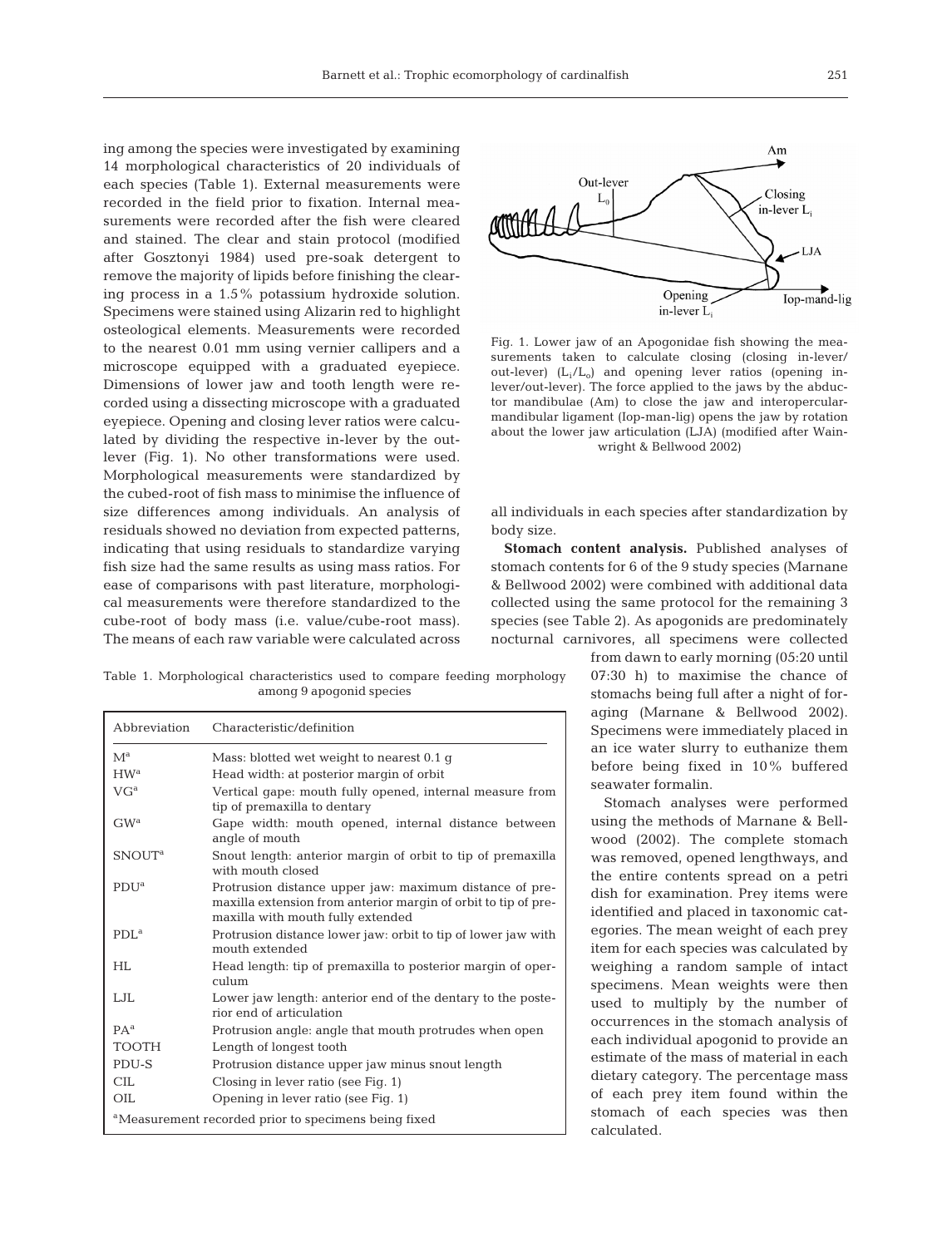ing among the species were investigated by examining 14 morphological characteristics of 20 individuals of each species (Table 1). External measurements were recorded in the field prior to fixation. Internal measurements were recorded after the fish were cleared and stained. The clear and stain protocol (modified after Gosztonyi 1984) used pre-soak detergent to remove the majority of lipids before finishing the clearing process in a 1.5% potassium hydroxide solution. Specimens were stained using Alizarin red to highlight osteological elements. Measurements were recorded to the nearest 0.01 mm using vernier callipers and a microscope equipped with a graduated eyepiece. Dimensions of lower jaw and tooth length were recorded using a dissecting microscope with a graduated eyepiece. Opening and closing lever ratios were calculated by dividing the respective in-lever by the out-lever (Fig. 1). No other transformations were used. Morphological measurements were standardized by the cubed-root of fish mass to minimise the influence of size differences among individuals. An analysis of residuals showed no deviation from expected patterns, indicating that using residuals to standardize varying fish size had the same results as using mass ratios. For ease of comparisons with past literature, morphological measurements were therefore standardized to the cube-root of body mass (i.e. value/cube-root mass). The means of each raw variable were calculated across all individuals in each species after standardization by body size.

Fig. 1. Lower jaw of an Apogonidae fish showing the measurements taken to calculate closing (closing in-lever/out-lever) ($L_i/L_o$) and opening lever ratios (opening in-lever/out-lever). The force applied to the jaws by the abductor mandibulae (Am) to close the jaw and interopercular-mandibular ligament (Iop-man-lig) opens the jaw by rotation about the lower jaw articulation (LJA) (modified after Wainwright & Bellwood 2002)

Table 1. Morphological characteristics used to compare feeding morphology among 9 apogonid species

| Abbreviation | Characteristic/definition |
|---|---|
| M[a] | Mass: blotted wet weight to nearest 0.1 g |
| HW[a] | Head width: at posterior margin of orbit |
| VG[a] | Vertical gape: mouth fully opened, internal measure from tip of premaxilla to dentary |
| GW[a] | Gape width: mouth opened, internal distance between angle of mouth |
| SNOUT[a] | Snout length: anterior margin of orbit to tip of premaxilla with mouth closed |
| PDU[a] | Protrusion distance upper jaw: maximum distance of premaxilla extension from anterior margin of orbit to tip of premaxilla with mouth fully extended |
| PDL[a] | Protrusion distance lower jaw: orbit to tip of lower jaw with mouth extended |
| HL | Head length: tip of premaxilla to posterior margin of operculum |
| LJL | Lower jaw length: anterior end of the dentary to the posterior end of articulation |
| PA[a] | Protrusion angle: angle that mouth protrudes when open |
| TOOTH | Length of longest tooth |
| PDU-S | Protrusion distance upper jaw minus snout length |
| CIL | Closing in lever ratio (see Fig. 1) |
| OIL | Opening in lever ratio (see Fig. 1) |

[a]Measurement recorded prior to specimens being fixed

**Stomach content analysis.** Published analyses of stomach contents for 6 of the 9 study species (Marnane & Bellwood 2002) were combined with additional data collected using the same protocol for the remaining 3 species (see Table 2). As apogonids are predominately nocturnal carnivores, all specimens were collected from dawn to early morning (05:20 until 07:30 h) to maximise the chance of stomachs being full after a night of foraging (Marnane & Bellwood 2002). Specimens were immediately placed in an ice water slurry to euthanize them before being fixed in 10% buffered seawater formalin.

Stomach analyses were performed using the methods of Marnane & Bellwood (2002). The complete stomach was removed, opened lengthways, and the entire contents spread on a petri dish for examination. Prey items were identified and placed in taxonomic categories. The mean weight of each prey item for each species was calculated by weighing a random sample of intact specimens. Mean weights were then used to multiply by the number of occurrences in the stomach analysis of each individual apogonid to provide an estimate of the mass of material in each dietary category. The percentage mass of each prey item found within the stomach of each species was then calculated.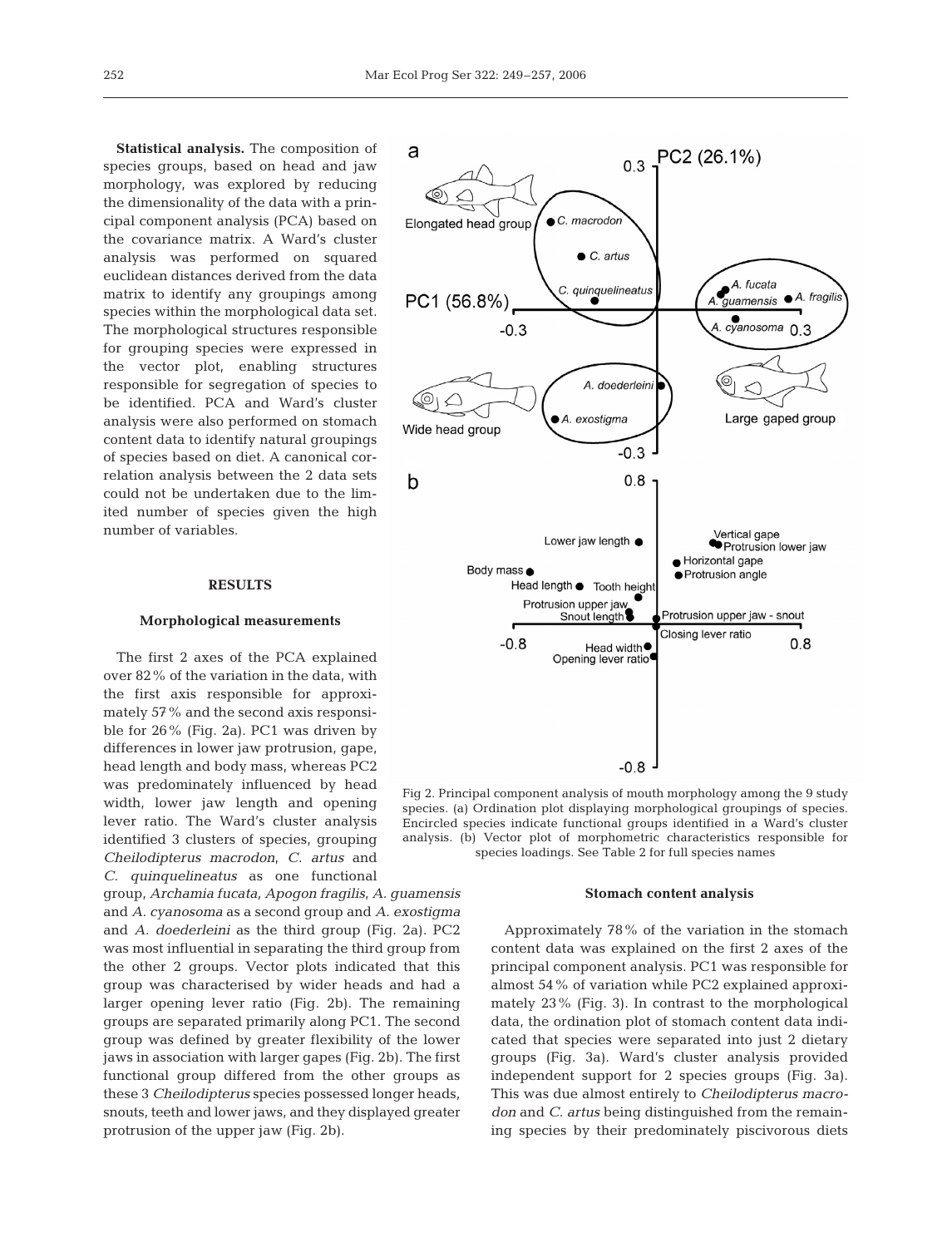**Statistical analysis.** The composition of species groups, based on head and jaw morphology, was explored by reducing the dimensionality of the data with a principal component analysis (PCA) based on the covariance matrix. A Ward's cluster analysis was performed on squared euclidean distances derived from the data matrix to identify any groupings among species within the morphological data set. The morphological structures responsible for grouping species were expressed in the vector plot, enabling structures responsible for segregation of species to be identified. PCA and Ward's cluster analysis were also performed on stomach content data to identify natural groupings of species based on diet. A canonical correlation analysis between the 2 data sets could not be undertaken due to the limited number of species given the high number of variables.

## RESULTS

### Morphological measurements

The first 2 axes of the PCA explained over 82% of the variation in the data, with the first axis responsible for approximately 57% and the second axis responsible for 26% (Fig. 2a). PC1 was driven by differences in lower jaw protrusion, gape, head length and body mass, whereas PC2 was predominately influenced by head width, lower jaw length and opening lever ratio. The Ward's cluster analysis identified 3 clusters of species, grouping *Cheilodipterus macrodon*, *C. artus* and *C. quinquelineatus* as one functional group, *Archamia fucata*, *Apogon fragilis*, *A. guamensis* and *A. cyanosoma* as a second group and *A. exostigma* and *A. doederleini* as the third group (Fig. 2a). PC2 was most influential in separating the third group from the other 2 groups. Vector plots indicated that this group was characterised by wider heads and had a larger opening lever ratio (Fig. 2b). The remaining groups are separated primarily along PC1. The second group was defined by greater flexibility of the lower jaws in association with larger gapes (Fig. 2b). The first functional group differed from the other groups as these 3 *Cheilodipterus* species possessed longer heads, snouts, teeth and lower jaws, and they displayed greater protrusion of the upper jaw (Fig. 2b).

Fig 2. Principal component analysis of mouth morphology among the 9 study species. (a) Ordination plot displaying morphological groupings of species. Encircled species indicate functional groups identified in a Ward's cluster analysis. (b) Vector plot of morphometric characteristics responsible for species loadings. See Table 2 for full species names

### Stomach content analysis

Approximately 78% of the variation in the stomach content data was explained on the first 2 axes of the principal component analysis. PC1 was responsible for almost 54% of variation while PC2 explained approximately 23% (Fig. 3). In contrast to the morphological data, the ordination plot of stomach content data indicated that species were separated into just 2 dietary groups (Fig. 3a). Ward's cluster analysis provided independent support for 2 species groups (Fig. 3a). This was due almost entirely to *Cheilodipterus macrodon* and *C. artus* being distinguished from the remaining species by their predominately piscivorous diets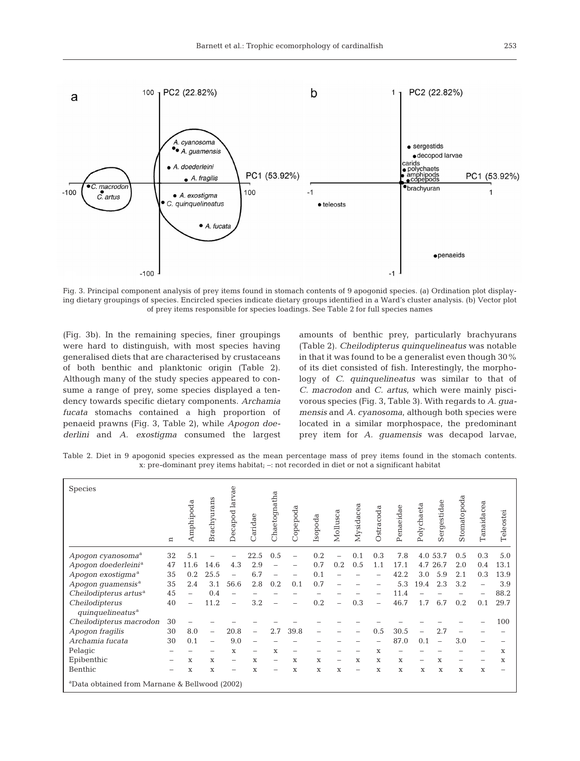Fig. 3. Principal component analysis of prey items found in stomach contents of 9 apogonid species. (a) Ordination plot displaying dietary groupings of species. Encircled species indicate dietary groups identified in a Ward's cluster analysis. (b) Vector plot of prey items responsible for species loadings. See Table 2 for full species names

(Fig. 3b). In the remaining species, finer groupings were hard to distinguish, with most species having generalised diets that are characterised by crustaceans of both benthic and planktonic origin (Table 2). Although many of the study species appeared to consume a range of prey, some species displayed a tendency towards specific dietary components. *Archamia fucata* stomachs contained a high proportion of penaeid prawns (Fig. 3, Table 2), while *Apogon doederlini* and *A. exostigma* consumed the largest amounts of benthic prey, particularly brachyurans (Table 2). *Cheilodipterus quinquelineatus* was notable in that it was found to be a generalist even though 30% of its diet consisted of fish. Interestingly, the morphology of *C. quinquelineatus* was similar to that of *C. macrodon* and *C. artus*, which were mainly piscivorous species (Fig. 3, Table 3). With regards to *A. guamensis* and *A. cyanosoma*, although both species were located in a similar morphospace, the predominant prey item for *A. guamensis* was decapod larvae,

Table 2. Diet in 9 apogonid species expressed as the mean percentage mass of prey items found in the stomach contents. x: pre-dominant prey items habitat; –: not recorded in diet or not a significant habitat

| Species | n | Amphipoda | Brachyurans | Decapod larvae | Caridae | Chaetognatha | Copepoda | Isopoda | Mollusca | Mysidacea | Ostracoda | Penaeidae | Polychaeta | Sergestidae | Stomatopoda | Tanaidacea | Teleostei |
|---|---|---|---|---|---|---|---|---|---|---|---|---|---|---|---|---|---|
| *Apogon cyanosoma*[a] | 32 | 5.1 | – | – | 22.5 | 0.5 | – | 0.2 | – | 0.1 | 0.3 | 7.8 | 4.0 | 53.7 | 0.5 | 0.3 | 5.0 |
| *Apogon doederleini*[a] | 47 | 11.6 | 14.6 | 4.3 | 2.9 | – | – | 0.7 | 0.2 | 0.5 | 1.1 | 17.1 | 4.7 | 26.7 | 2.0 | 0.4 | 13.1 |
| *Apogon exostigma*[a] | 35 | 0.2 | 25.5 | – | 6.7 | – | – | 0.1 | – | – | – | 42.2 | 3.0 | 5.9 | 2.1 | 0.3 | 13.9 |
| *Apogon guamensis*[a] | 35 | 2.4 | 3.1 | 56.6 | 2.8 | 0.2 | 0.1 | 0.7 | – | – | – | 5.3 | 19.4 | 2.3 | 3.2 | – | 3.9 |
| *Cheilodipterus artus*[a] | 45 | – | 0.4 | – | – | – | – | – | – | – | – | 11.4 | – | – | – | – | 88.2 |
| *Cheilodipterus quinquelineatus*[a] | 40 | – | 11.2 | – | 3.2 | – | – | 0.2 | – | 0.3 | – | 46.7 | 1.7 | 6.7 | 0.2 | 0.1 | 29.7 |
| *Cheilodipterus macrodon* | 30 | – | – | – | – | – | – | – | – | – | – | – | – | – | – | – | 100 |
| *Apogon fragilis* | 30 | 8.0 | – | 20.8 | – | 2.7 | 39.8 | – | – | – | 0.5 | 30.5 | – | 2.7 | – | – | – |
| *Archamia fucata* | 30 | 0.1 | – | 9.0 | – | – | – | – | – | – | – | 87.0 | 0.1 | – | 3.0 | – | – |
| Pelagic | – | – | – | x | – | x | – | – | – | – | x | – | – | – | – | – | x |
| Epibenthic | – | x | x | – | x | – | x | x | – | x | x | x | – | x | – | – | x |
| Benthic | – | x | x | – | x | – | x | x | x | – | x | x | x | x | x | x | – |

[a]Data obtained from Marnane & Bellwood (2002)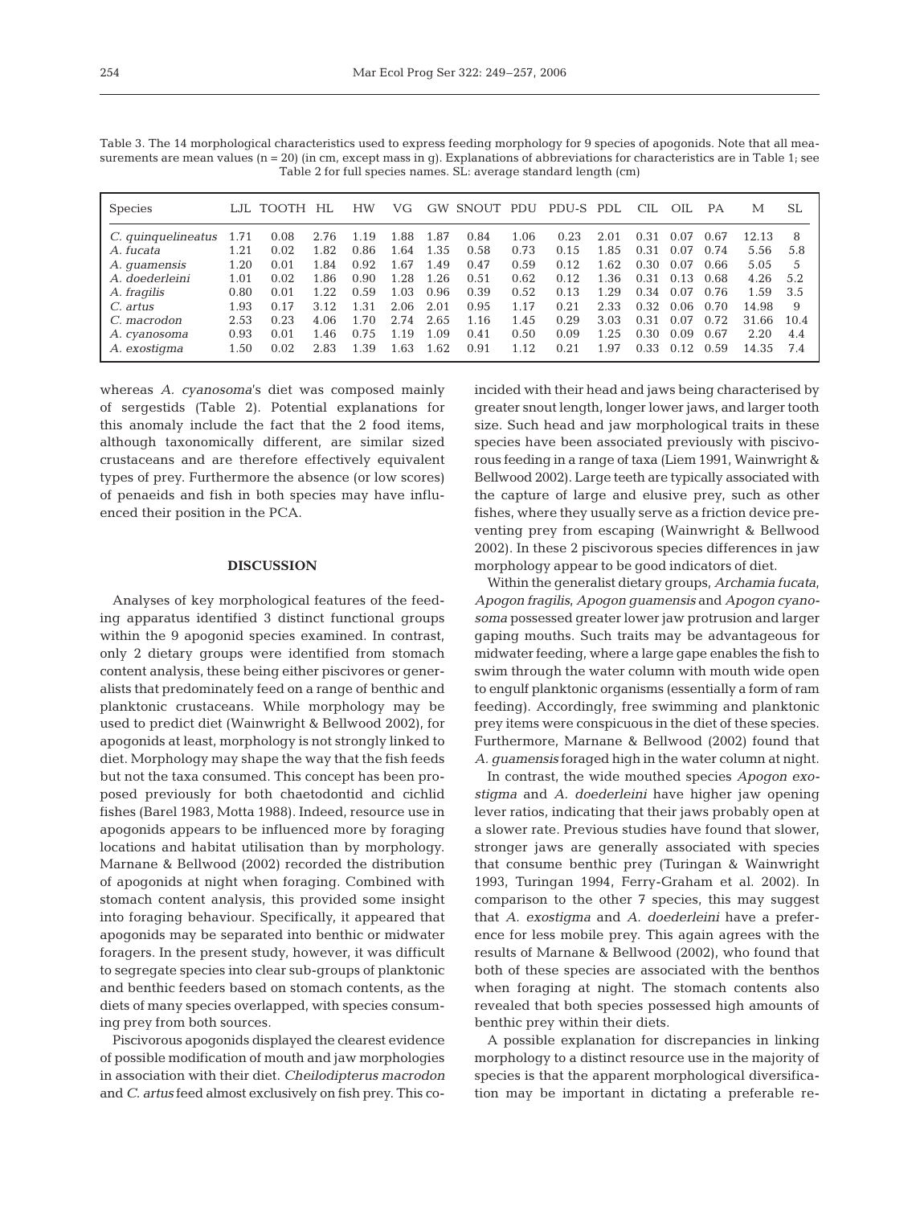Table 3. The 14 morphological characteristics used to express feeding morphology for 9 species of apogonids. Note that all measurements are mean values (n = 20) (in cm, except mass in g). Explanations of abbreviations for characteristics are in Table 1; see Table 2 for full species names. SL: average standard length (cm)

| Species | LJL | TOOTH | HL | HW | VG | GW | SNOUT | PDU | PDU-S | PDL | CIL | OIL | PA | M | SL |
|---|---|---|---|---|---|---|---|---|---|---|---|---|---|---|---|
| *C. quinquelineatus* | 1.71 | 0.08 | 2.76 | 1.19 | 1.88 | 1.87 | 0.84 | 1.06 | 0.23 | 2.01 | 0.31 | 0.07 | 0.67 | 12.13 | 8 |
| *A. fucata* | 1.21 | 0.02 | 1.82 | 0.86 | 1.64 | 1.35 | 0.58 | 0.73 | 0.15 | 1.85 | 0.31 | 0.07 | 0.74 | 5.56 | 5.8 |
| *A. guamensis* | 1.20 | 0.01 | 1.84 | 0.92 | 1.67 | 1.49 | 0.47 | 0.59 | 0.12 | 1.62 | 0.30 | 0.07 | 0.66 | 5.05 | 5 |
| *A. doederleini* | 1.01 | 0.02 | 1.86 | 0.90 | 1.28 | 1.26 | 0.51 | 0.62 | 0.12 | 1.36 | 0.31 | 0.13 | 0.68 | 4.26 | 5.2 |
| *A. fragilis* | 0.80 | 0.01 | 1.22 | 0.59 | 1.03 | 0.96 | 0.39 | 0.52 | 0.13 | 1.29 | 0.34 | 0.07 | 0.76 | 1.59 | 3.5 |
| *C. artus* | 1.93 | 0.17 | 3.12 | 1.31 | 2.06 | 2.01 | 0.95 | 1.17 | 0.21 | 2.33 | 0.32 | 0.06 | 0.70 | 14.98 | 9 |
| *C. macrodon* | 2.53 | 0.23 | 4.06 | 1.70 | 2.74 | 2.65 | 1.16 | 1.45 | 0.29 | 3.03 | 0.31 | 0.07 | 0.72 | 31.66 | 10.4 |
| *A. cyanosoma* | 0.93 | 0.01 | 1.46 | 0.75 | 1.19 | 1.09 | 0.41 | 0.50 | 0.09 | 1.25 | 0.30 | 0.09 | 0.67 | 2.20 | 4.4 |
| *A. exostigma* | 1.50 | 0.02 | 2.83 | 1.39 | 1.63 | 1.62 | 0.91 | 1.12 | 0.21 | 1.97 | 0.33 | 0.12 | 0.59 | 14.35 | 7.4 |

whereas *A. cyanosoma*'s diet was composed mainly of sergestids (Table 2). Potential explanations for this anomaly include the fact that the 2 food items, although taxonomically different, are similar sized crustaceans and are therefore effectively equivalent types of prey. Furthermore the absence (or low scores) of penaeids and fish in both species may have influenced their position in the PCA.

## DISCUSSION

Analyses of key morphological features of the feeding apparatus identified 3 distinct functional groups within the 9 apogonid species examined. In contrast, only 2 dietary groups were identified from stomach content analysis, these being either piscivores or generalists that predominately feed on a range of benthic and planktonic crustaceans. While morphology may be used to predict diet (Wainwright & Bellwood 2002), for apogonids at least, morphology is not strongly linked to diet. Morphology may shape the way that the fish feeds but not the taxa consumed. This concept has been proposed previously for both chaetodontid and cichlid fishes (Barel 1983, Motta 1988). Indeed, resource use in apogonids appears to be influenced more by foraging locations and habitat utilisation than by morphology. Marnane & Bellwood (2002) recorded the distribution of apogonids at night when foraging. Combined with stomach content analysis, this provided some insight into foraging behaviour. Specifically, it appeared that apogonids may be separated into benthic or midwater foragers. In the present study, however, it was difficult to segregate species into clear sub-groups of planktonic and benthic feeders based on stomach contents, as the diets of many species overlapped, with species consuming prey from both sources.

Piscivorous apogonids displayed the clearest evidence of possible modification of mouth and jaw morphologies in association with their diet. *Cheilodipterus macrodon* and *C. artus* feed almost exclusively on fish prey. This coincided with their head and jaws being characterised by greater snout length, longer lower jaws, and larger tooth size. Such head and jaw morphological traits in these species have been associated previously with piscivorous feeding in a range of taxa (Liem 1991, Wainwright & Bellwood 2002). Large teeth are typically associated with the capture of large and elusive prey, such as other fishes, where they usually serve as a friction device preventing prey from escaping (Wainwright & Bellwood 2002). In these 2 piscivorous species differences in jaw morphology appear to be good indicators of diet.

Within the generalist dietary groups, *Archamia fucata*, *Apogon fragilis*, *Apogon guamensis* and *Apogon cyanosoma* possessed greater lower jaw protrusion and larger gaping mouths. Such traits may be advantageous for midwater feeding, where a large gape enables the fish to swim through the water column with mouth wide open to engulf planktonic organisms (essentially a form of ram feeding). Accordingly, free swimming and planktonic prey items were conspicuous in the diet of these species. Furthermore, Marnane & Bellwood (2002) found that *A. guamensis* foraged high in the water column at night.

In contrast, the wide mouthed species *Apogon exostigma* and *A. doederleini* have higher jaw opening lever ratios, indicating that their jaws probably open at a slower rate. Previous studies have found that slower, stronger jaws are generally associated with species that consume benthic prey (Turingan & Wainwright 1993, Turingan 1994, Ferry-Graham et al. 2002). In comparison to the other 7 species, this may suggest that *A. exostigma* and *A. doederleini* have a preference for less mobile prey. This again agrees with the results of Marnane & Bellwood (2002), who found that both of these species are associated with the benthos when foraging at night. The stomach contents also revealed that both species possessed high amounts of benthic prey within their diets.

A possible explanation for discrepancies in linking morphology to a distinct resource use in the majority of species is that the apparent morphological diversification may be important in dictating a preferable re-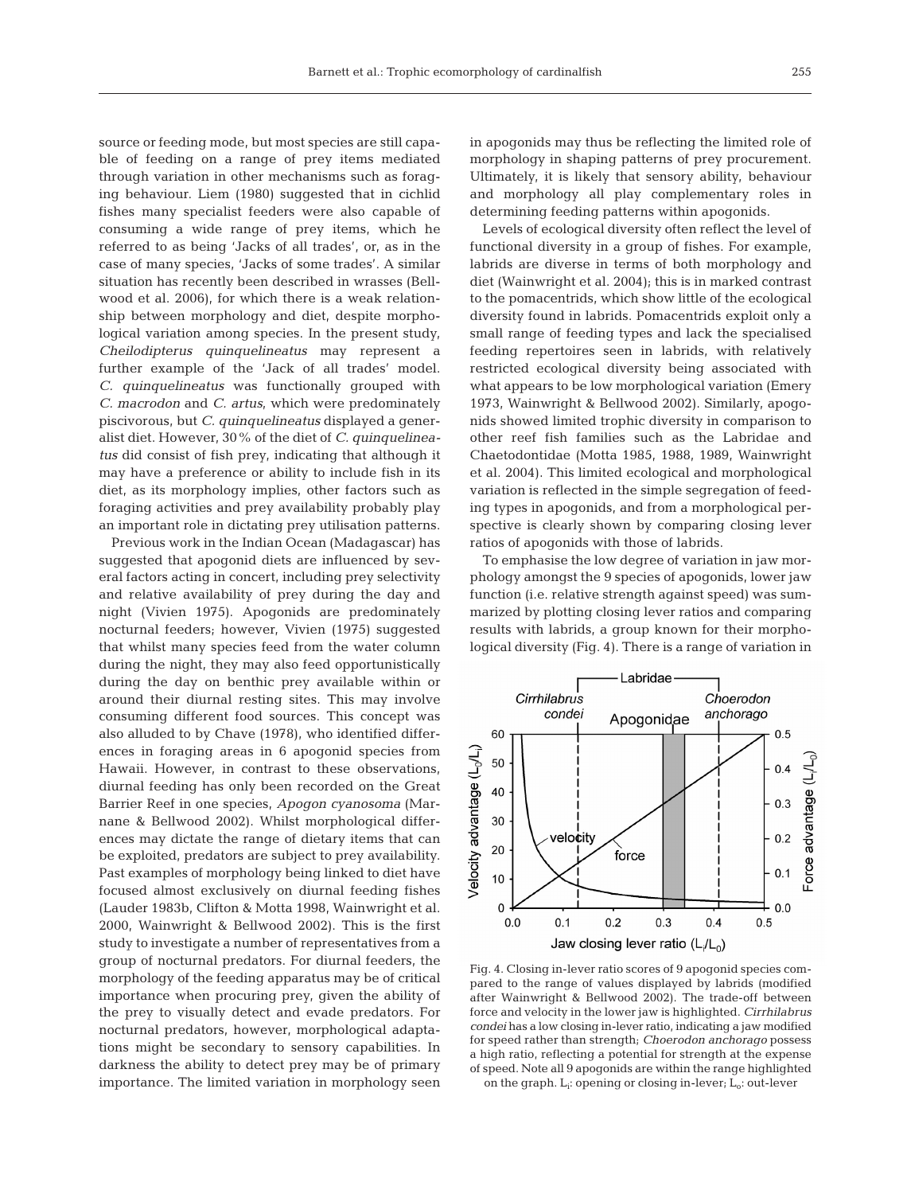source or feeding mode, but most species are still capable of feeding on a range of prey items mediated through variation in other mechanisms such as foraging behaviour. Liem (1980) suggested that in cichlid fishes many specialist feeders were also capable of consuming a wide range of prey items, which he referred to as being 'Jacks of all trades', or, as in the case of many species, 'Jacks of some trades'. A similar situation has recently been described in wrasses (Bellwood et al. 2006), for which there is a weak relationship between morphology and diet, despite morphological variation among species. In the present study, *Cheilodipterus quinquelineatus* may represent a further example of the 'Jack of all trades' model. *C. quinquelineatus* was functionally grouped with *C. macrodon* and *C. artus*, which were predominately piscivorous, but *C. quinquelineatus* displayed a generalist diet. However, 30% of the diet of *C. quinquelineatus* did consist of fish prey, indicating that although it may have a preference or ability to include fish in its diet, as its morphology implies, other factors such as foraging activities and prey availability probably play an important role in dictating prey utilisation patterns.

Previous work in the Indian Ocean (Madagascar) has suggested that apogonid diets are influenced by several factors acting in concert, including prey selectivity and relative availability of prey during the day and night (Vivien 1975). Apogonids are predominately nocturnal feeders; however, Vivien (1975) suggested that whilst many species feed from the water column during the night, they may also feed opportunistically during the day on benthic prey available within or around their diurnal resting sites. This may involve consuming different food sources. This concept was also alluded to by Chave (1978), who identified differences in foraging areas in 6 apogonid species from Hawaii. However, in contrast to these observations, diurnal feeding has only been recorded on the Great Barrier Reef in one species, *Apogon cyanosoma* (Marnane & Bellwood 2002). Whilst morphological differences may dictate the range of dietary items that can be exploited, predators are subject to prey availability. Past examples of morphology being linked to diet have focused almost exclusively on diurnal feeding fishes (Lauder 1983b, Clifton & Motta 1998, Wainwright et al. 2000, Wainwright & Bellwood 2002). This is the first study to investigate a number of representatives from a group of nocturnal predators. For diurnal feeders, the morphology of the feeding apparatus may be of critical importance when procuring prey, given the ability of the prey to visually detect and evade predators. For nocturnal predators, however, morphological adaptations might be secondary to sensory capabilities. In darkness the ability to detect prey may be of primary importance. The limited variation in morphology seen in apogonids may thus be reflecting the limited role of morphology in shaping patterns of prey procurement. Ultimately, it is likely that sensory ability, behaviour and morphology all play complementary roles in determining feeding patterns within apogonids.

Levels of ecological diversity often reflect the level of functional diversity in a group of fishes. For example, labrids are diverse in terms of both morphology and diet (Wainwright et al. 2004); this is in marked contrast to the pomacentrids, which show little of the ecological diversity found in labrids. Pomacentrids exploit only a small range of feeding types and lack the specialised feeding repertoires seen in labrids, with relatively restricted ecological diversity being associated with what appears to be low morphological variation (Emery 1973, Wainwright & Bellwood 2002). Similarly, apogonids showed limited trophic diversity in comparison to other reef fish families such as the Labridae and Chaetodontidae (Motta 1985, 1988, 1989, Wainwright et al. 2004). This limited ecological and morphological variation is reflected in the simple segregation of feeding types in apogonids, and from a morphological perspective is clearly shown by comparing closing lever ratios of apogonids with those of labrids.

To emphasise the low degree of variation in jaw morphology amongst the 9 species of apogonids, lower jaw function (i.e. relative strength against speed) was summarized by plotting closing lever ratios and comparing results with labrids, a group known for their morphological diversity (Fig. 4). There is a range of variation in

Fig. 4. Closing in-lever ratio scores of 9 apogonid species compared to the range of values displayed by labrids (modified after Wainwright & Bellwood 2002). The trade-off between force and velocity in the lower jaw is highlighted. *Cirrhilabrus condei* has a low closing in-lever ratio, indicating a jaw modified for speed rather than strength; *Choerodon anchorago* possess a high ratio, reflecting a potential for strength at the expense of speed. Note all 9 apogonids are within the range highlighted on the graph. $L_i$: opening or closing in-lever; $L_o$: out-lever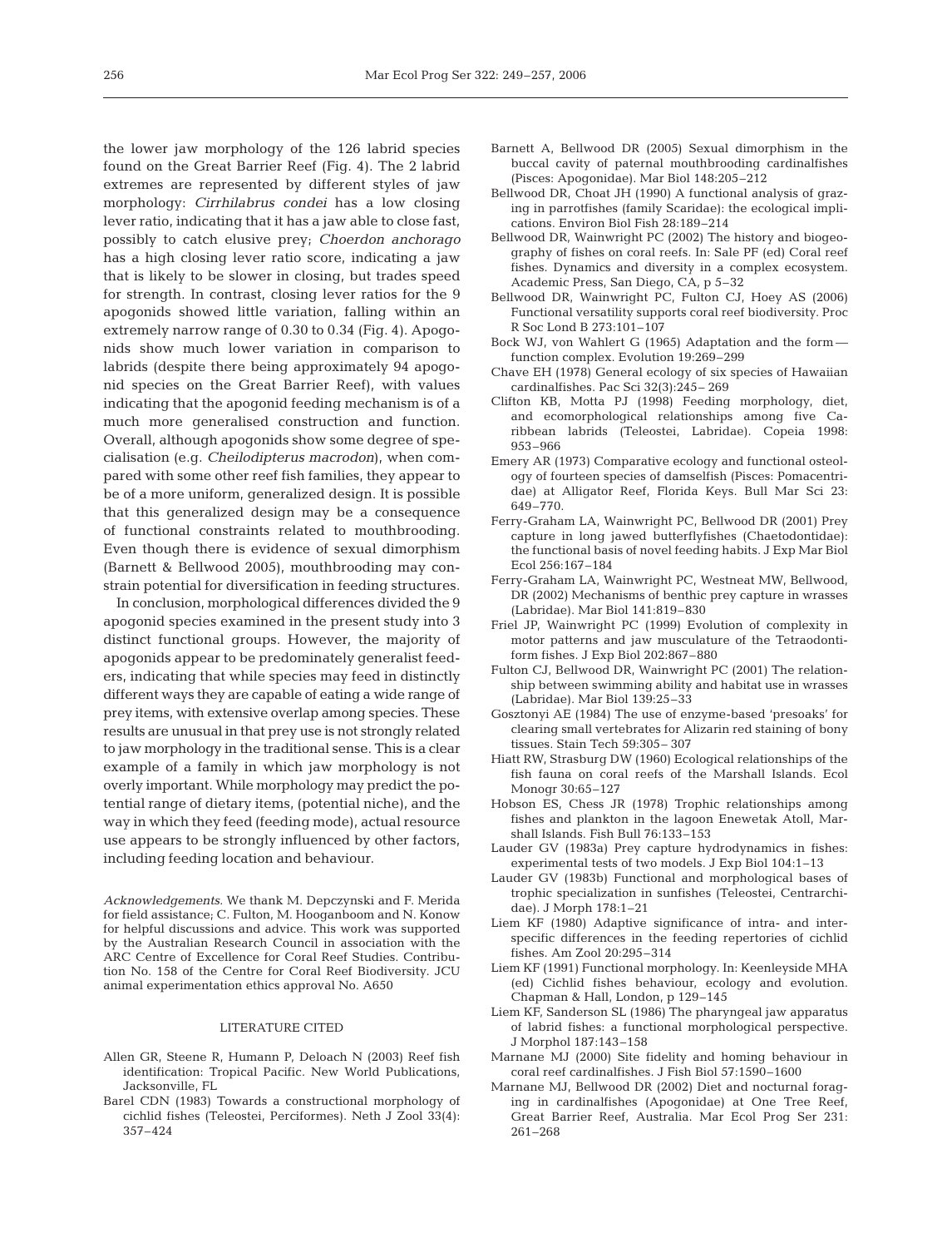the lower jaw morphology of the 126 labrid species found on the Great Barrier Reef (Fig. 4). The 2 labrid extremes are represented by different styles of jaw morphology: *Cirrhilabrus condei* has a low closing lever ratio, indicating that it has a jaw able to close fast, possibly to catch elusive prey; *Choerdon anchorago* has a high closing lever ratio score, indicating a jaw that is likely to be slower in closing, but trades speed for strength. In contrast, closing lever ratios for the 9 apogonids showed little variation, falling within an extremely narrow range of 0.30 to 0.34 (Fig. 4). Apogonids show much lower variation in comparison to labrids (despite there being approximately 94 apogonid species on the Great Barrier Reef), with values indicating that the apogonid feeding mechanism is of a much more generalised construction and function. Overall, although apogonids show some degree of specialisation (e.g. *Cheilodipterus macrodon*), when compared with some other reef fish families, they appear to be of a more uniform, generalized design. It is possible that this generalized design may be a consequence of functional constraints related to mouthbrooding. Even though there is evidence of sexual dimorphism (Barnett & Bellwood 2005), mouthbrooding may constrain potential for diversification in feeding structures.

In conclusion, morphological differences divided the 9 apogonid species examined in the present study into 3 distinct functional groups. However, the majority of apogonids appear to be predominately generalist feeders, indicating that while species may feed in distinctly different ways they are capable of eating a wide range of prey items, with extensive overlap among species. These results are unusual in that prey use is not strongly related to jaw morphology in the traditional sense. This is a clear example of a family in which jaw morphology is not overly important. While morphology may predict the potential range of dietary items, (potential niche), and the way in which they feed (feeding mode), actual resource use appears to be strongly influenced by other factors, including feeding location and behaviour.

*Acknowledgements*. We thank M. Depczynski and F. Merida for field assistance; C. Fulton, M. Hooganboom and N. Konow for helpful discussions and advice. This work was supported by the Australian Research Council in association with the ARC Centre of Excellence for Coral Reef Studies. Contribution No. 158 of the Centre for Coral Reef Biodiversity. JCU animal experimentation ethics approval No. A650

## LITERATURE CITED

Allen GR, Steene R, Humann P, Deloach N (2003) Reef fish identification: Tropical Pacific. New World Publications, Jacksonville, FL

Barel CDN (1983) Towards a constructional morphology of cichlid fishes (Teleostei, Perciformes). Neth J Zool 33(4): 357–424

Barnett A, Bellwood DR (2005) Sexual dimorphism in the buccal cavity of paternal mouthbrooding cardinalfishes (Pisces: Apogonidae). Mar Biol 148:205–212

Bellwood DR, Choat JH (1990) A functional analysis of grazing in parrotfishes (family Scaridae): the ecological implications. Environ Biol Fish 28:189–214

Bellwood DR, Wainwright PC (2002) The history and biogeography of fishes on coral reefs. In: Sale PF (ed) Coral reef fishes. Dynamics and diversity in a complex ecosystem. Academic Press, San Diego, CA, p 5–32

Bellwood DR, Wainwright PC, Fulton CJ, Hoey AS (2006) Functional versatility supports coral reef biodiversity. Proc R Soc Lond B 273:101–107

Bock WJ, von Wahlert G (1965) Adaptation and the form—function complex. Evolution 19:269–299

Chave EH (1978) General ecology of six species of Hawaiian cardinalfishes. Pac Sci 32(3):245–269

Clifton KB, Motta PJ (1998) Feeding morphology, diet, and ecomorphological relationships among five Caribbean labrids (Teleostei, Labridae). Copeia 1998: 953–966

Emery AR (1973) Comparative ecology and functional osteology of fourteen species of damselfish (Pisces: Pomacentridae) at Alligator Reef, Florida Keys. Bull Mar Sci 23: 649–770.

Ferry-Graham LA, Wainwright PC, Bellwood DR (2001) Prey capture in long jawed butterflyfishes (Chaetodontidae): the functional basis of novel feeding habits. J Exp Mar Biol Ecol 256:167–184

Ferry-Graham LA, Wainwright PC, Westneat MW, Bellwood, DR (2002) Mechanisms of benthic prey capture in wrasses (Labridae). Mar Biol 141:819–830

Friel JP, Wainwright PC (1999) Evolution of complexity in motor patterns and jaw musculature of the Tetraodontiform fishes. J Exp Biol 202:867–880

Fulton CJ, Bellwood DR, Wainwright PC (2001) The relationship between swimming ability and habitat use in wrasses (Labridae). Mar Biol 139:25–33

Gosztonyi AE (1984) The use of enzyme-based 'presoaks' for clearing small vertebrates for Alizarin red staining of bony tissues. Stain Tech 59:305–307

Hiatt RW, Strasburg DW (1960) Ecological relationships of the fish fauna on coral reefs of the Marshall Islands. Ecol Monogr 30:65–127

Hobson ES, Chess JR (1978) Trophic relationships among fishes and plankton in the lagoon Enewetak Atoll, Marshall Islands. Fish Bull 76:133–153

Lauder GV (1983a) Prey capture hydrodynamics in fishes: experimental tests of two models. J Exp Biol 104:1–13

Lauder GV (1983b) Functional and morphological bases of trophic specialization in sunfishes (Teleostei, Centrarchidae). J Morph 178:1–21

Liem KF (1980) Adaptive significance of intra- and interspecific differences in the feeding repertories of cichlid fishes. Am Zool 20:295–314

Liem KF (1991) Functional morphology. In: Keenleyside MHA (ed) Cichlid fishes behaviour, ecology and evolution. Chapman & Hall, London, p 129–145

Liem KF, Sanderson SL (1986) The pharyngeal jaw apparatus of labrid fishes: a functional morphological perspective. J Morphol 187:143–158

Marnane MJ (2000) Site fidelity and homing behaviour in coral reef cardinalfishes. J Fish Biol 57:1590–1600

Marnane MJ, Bellwood DR (2002) Diet and nocturnal foraging in cardinalfishes (Apogonidae) at One Tree Reef, Great Barrier Reef, Australia. Mar Ecol Prog Ser 231: 261–268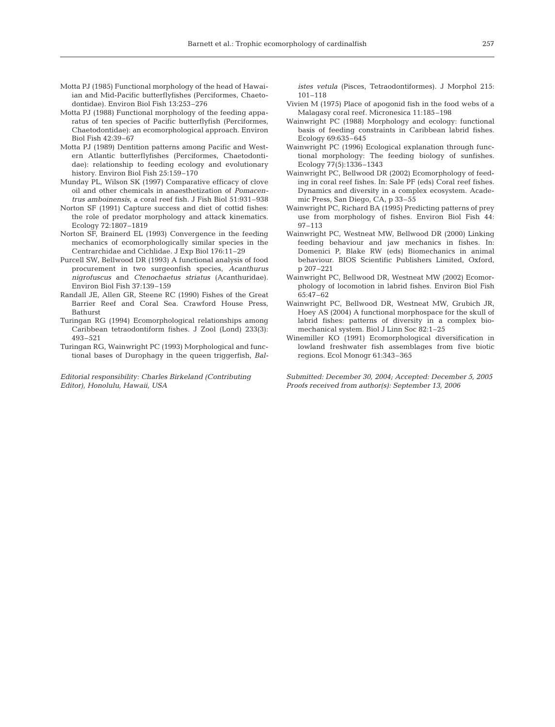Motta PJ (1985) Functional morphology of the head of Hawaiian and Mid-Pacific butterflyfishes (Perciformes, Chaetodontidae). Environ Biol Fish 13:253–276

Motta PJ (1988) Functional morphology of the feeding apparatus of ten species of Pacific butterflyfish (Perciformes, Chaetodontidae): an ecomorphological approach. Environ Biol Fish 42:39–67

Motta PJ (1989) Dentition patterns among Pacific and Western Atlantic butterflyfishes (Perciformes, Chaetodontidae): relationship to feeding ecology and evolutionary history. Environ Biol Fish 25:159–170

Munday PL, Wilson SK (1997) Comparative efficacy of clove oil and other chemicals in anaesthetization of *Pomacentrus amboinensis*, a coral reef fish. J Fish Biol 51:931–938

Norton SF (1991) Capture success and diet of cottid fishes: the role of predator morphology and attack kinematics. Ecology 72:1807–1819

Norton SF, Brainerd EL (1993) Convergence in the feeding mechanics of ecomorphologically similar species in the Centrarchidae and Cichlidae. J Exp Biol 176:11–29

Purcell SW, Bellwood DR (1993) A functional analysis of food procurement in two surgeonfish species, *Acanthurus nigrofuscus* and *Ctenochaetus striatus* (Acanthuridae). Environ Biol Fish 37:139–159

Randall JE, Allen GR, Steene RC (1990) Fishes of the Great Barrier Reef and Coral Sea. Crawford House Press, Bathurst

Turingan RG (1994) Ecomorphological relationships among Caribbean tetraodontiform fishes. J Zool (Lond) 233(3): 493–521

Turingan RG, Wainwright PC (1993) Morphological and functional bases of Durophagy in the queen triggerfish, *Balistes vetula* (Pisces, Tetraodontiformes). J Morphol 215: 101–118

Vivien M (1975) Place of apogonid fish in the food webs of a Malagasy coral reef. Micronesica 11:185–198

Wainwright PC (1988) Morphology and ecology: functional basis of feeding constraints in Caribbean labrid fishes. Ecology 69:635–645

Wainwright PC (1996) Ecological explanation through functional morphology: The feeding biology of sunfishes. Ecology 77(5):1336–1343

Wainwright PC, Bellwood DR (2002) Ecomorphology of feeding in coral reef fishes. In: Sale PF (eds) Coral reef fishes. Dynamics and diversity in a complex ecosystem. Academic Press, San Diego, CA, p 33–55

Wainwright PC, Richard BA (1995) Predicting patterns of prey use from morphology of fishes. Environ Biol Fish 44: 97–113

Wainwright PC, Westneat MW, Bellwood DR (2000) Linking feeding behaviour and jaw mechanics in fishes. In: Domenici P, Blake RW (eds) Biomechanics in animal behaviour. BIOS Scientific Publishers Limited, Oxford, p 207–221

Wainwright PC, Bellwood DR, Westneat MW (2002) Ecomorphology of locomotion in labrid fishes. Environ Biol Fish 65:47–62

Wainwright PC, Bellwood DR, Westneat MW, Grubich JR, Hoey AS (2004) A functional morphospace for the skull of labrid fishes: patterns of diversity in a complex biomechanical system. Biol J Linn Soc 82:1–25

Winemiller KO (1991) Ecomorphological diversification in lowland freshwater fish assemblages from five biotic regions. Ecol Monogr 61:343–365

*Editorial responsibility: Charles Birkeland (Contributing Editor), Honolulu, Hawaii, USA*

*Submitted: December 30, 2004; Accepted: December 5, 2005*
*Proofs received from author(s): September 13, 2006*